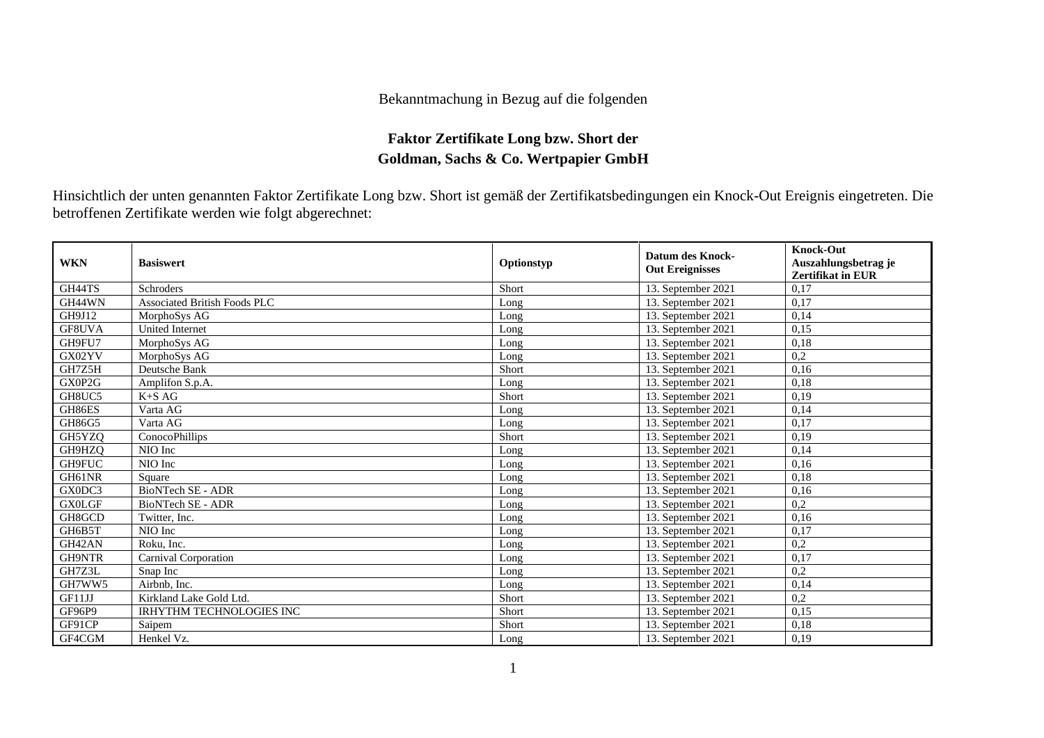Bekanntmachung in Bezug auf die folgenden

## Faktor Zertifikate Long bzw. Short der Goldman, Sachs & Co. Wertpapier GmbH

Hinsichtlich der unten genannten Faktor Zertifikate Long bzw. Short ist gemäß der Zertifikatsbedingungen ein Knock-Out Ereignis eingetreten. Die betroffenen Zertifikate werden wie folgt abgerechnet:

| WKN | Basiswert | Optionstyp | Datum des Knock-Out Ereignisses | Knock-Out Auszahlungsbetrag je Zertifikat in EUR |
|---|---|---|---|---|
| GH44TS | Schroders | Short | 13. September 2021 | 0,17 |
| GH44WN | Associated British Foods PLC | Long | 13. September 2021 | 0,17 |
| GH9J12 | MorphoSys AG | Long | 13. September 2021 | 0,14 |
| GF8UVA | United Internet | Long | 13. September 2021 | 0,15 |
| GH9FU7 | MorphoSys AG | Long | 13. September 2021 | 0,18 |
| GX02YV | MorphoSys AG | Long | 13. September 2021 | 0,2 |
| GH7Z5H | Deutsche Bank | Short | 13. September 2021 | 0,16 |
| GX0P2G | Amplifon S.p.A. | Long | 13. September 2021 | 0,18 |
| GH8UC5 | K+S AG | Short | 13. September 2021 | 0,19 |
| GH86ES | Varta AG | Long | 13. September 2021 | 0,14 |
| GH86G5 | Varta AG | Long | 13. September 2021 | 0,17 |
| GH5YZQ | ConocoPhillips | Short | 13. September 2021 | 0,19 |
| GH9HZQ | NIO Inc | Long | 13. September 2021 | 0,14 |
| GH9FUC | NIO Inc | Long | 13. September 2021 | 0,16 |
| GH61NR | Square | Long | 13. September 2021 | 0,18 |
| GX0DC3 | BioNTech SE - ADR | Long | 13. September 2021 | 0,16 |
| GX0LGF | BioNTech SE - ADR | Long | 13. September 2021 | 0,2 |
| GH8GCD | Twitter, Inc. | Long | 13. September 2021 | 0,16 |
| GH6B5T | NIO Inc | Long | 13. September 2021 | 0,17 |
| GH42AN | Roku, Inc. | Long | 13. September 2021 | 0,2 |
| GH9NTR | Carnival Corporation | Long | 13. September 2021 | 0,17 |
| GH7Z3L | Snap Inc | Long | 13. September 2021 | 0,2 |
| GH7WW5 | Airbnb, Inc. | Long | 13. September 2021 | 0,14 |
| GF11JJ | Kirkland Lake Gold Ltd. | Short | 13. September 2021 | 0,2 |
| GF96P9 | IRHYTHM TECHNOLOGIES INC | Short | 13. September 2021 | 0,15 |
| GF91CP | Saipem | Short | 13. September 2021 | 0,18 |
| GF4CGM | Henkel Vz. | Long | 13. September 2021 | 0,19 |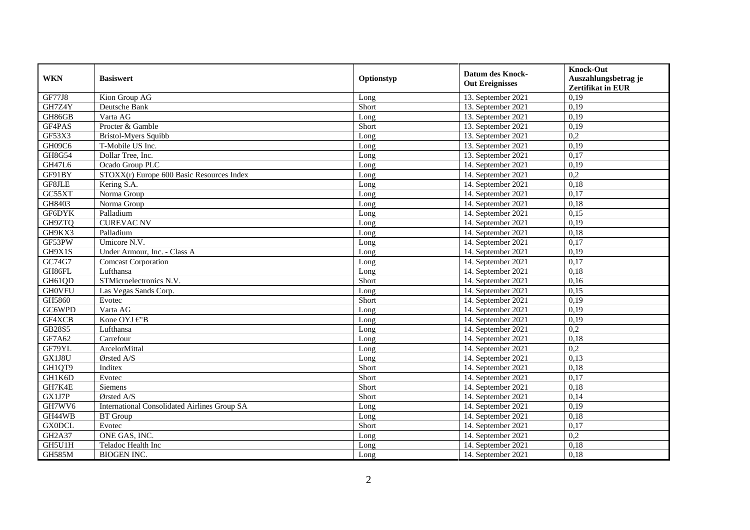| WKN | Basiswert | Optionstyp | Datum des Knock-Out Ereignisses | Knock-Out Auszahlungsbetrag je Zertifikat in EUR |
|---|---|---|---|---|
| GF77J8 | Kion Group AG | Long | 13. September 2021 | 0,19 |
| GH7Z4Y | Deutsche Bank | Short | 13. September 2021 | 0,19 |
| GH86GB | Varta AG | Long | 13. September 2021 | 0,19 |
| GF4PAS | Procter & Gamble | Short | 13. September 2021 | 0,19 |
| GF53X3 | Bristol-Myers Squibb | Long | 13. September 2021 | 0,2 |
| GH09C6 | T-Mobile US Inc. | Long | 13. September 2021 | 0,19 |
| GH8G54 | Dollar Tree, Inc. | Long | 13. September 2021 | 0,17 |
| GH47L6 | Ocado Group PLC | Long | 14. September 2021 | 0,19 |
| GF91BY | STOXX(r) Europe 600 Basic Resources Index | Long | 14. September 2021 | 0,2 |
| GF8JLE | Kering S.A. | Long | 14. September 2021 | 0,18 |
| GC55XT | Norma Group | Long | 14. September 2021 | 0,17 |
| GH8403 | Norma Group | Long | 14. September 2021 | 0,18 |
| GF6DYK | Palladium | Long | 14. September 2021 | 0,15 |
| GH9ZTQ | CUREVAC NV | Long | 14. September 2021 | 0,19 |
| GH9KX3 | Palladium | Long | 14. September 2021 | 0,18 |
| GF53PW | Umicore N.V. | Long | 14. September 2021 | 0,17 |
| GH9X1S | Under Armour, Inc. - Class A | Long | 14. September 2021 | 0,19 |
| GC74G7 | Comcast Corporation | Long | 14. September 2021 | 0,17 |
| GH86FL | Lufthansa | Long | 14. September 2021 | 0,18 |
| GH61QD | STMicroelectronics N.V. | Short | 14. September 2021 | 0,16 |
| GH0VFU | Las Vegas Sands Corp. | Long | 14. September 2021 | 0,15 |
| GH5860 | Evotec | Short | 14. September 2021 | 0,19 |
| GC6WPD | Varta AG | Long | 14. September 2021 | 0,19 |
| GF4XCB | Kone OYJ €"B | Long | 14. September 2021 | 0,19 |
| GB28S5 | Lufthansa | Long | 14. September 2021 | 0,2 |
| GF7A62 | Carrefour | Long | 14. September 2021 | 0,18 |
| GF79YL | ArcelorMittal | Long | 14. September 2021 | 0,2 |
| GX1J8U | Ørsted A/S | Long | 14. September 2021 | 0,13 |
| GH1QT9 | Inditex | Short | 14. September 2021 | 0,18 |
| GH1K6D | Evotec | Short | 14. September 2021 | 0,17 |
| GH7K4E | Siemens | Short | 14. September 2021 | 0,18 |
| GX1J7P | Ørsted A/S | Short | 14. September 2021 | 0,14 |
| GH7WV6 | International Consolidated Airlines Group SA | Long | 14. September 2021 | 0,19 |
| GH44WB | BT Group | Long | 14. September 2021 | 0,18 |
| GX0DCL | Evotec | Short | 14. September 2021 | 0,17 |
| GH2A37 | ONE GAS, INC. | Long | 14. September 2021 | 0,2 |
| GH5U1H | Teladoc Health Inc | Long | 14. September 2021 | 0,18 |
| GH585M | BIOGEN INC. | Long | 14. September 2021 | 0,18 |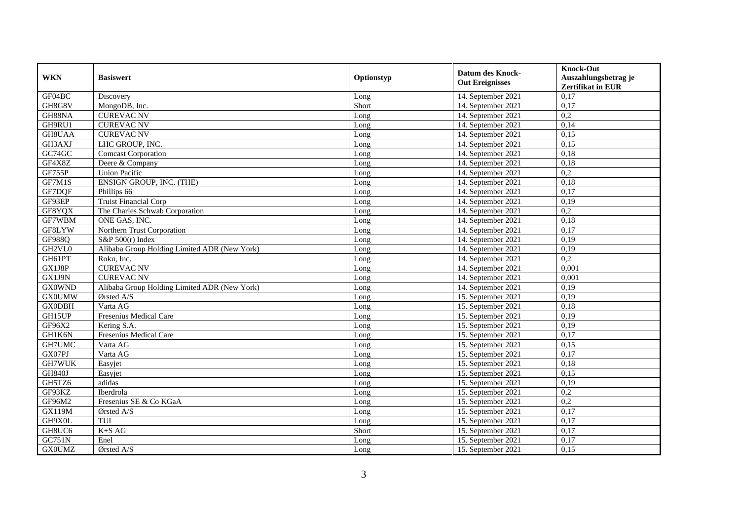| WKN | Basiswert | Optionstyp | Datum des Knock-Out Ereignisses | Knock-Out Auszahlungsbetrag je Zertifikat in EUR |
|---|---|---|---|---|
| GF04BC | Discovery | Long | 14. September 2021 | 0,17 |
| GH8G8V | MongoDB, Inc. | Short | 14. September 2021 | 0,17 |
| GH88NA | CUREVAC NV | Long | 14. September 2021 | 0,2 |
| GH9RU1 | CUREVAC NV | Long | 14. September 2021 | 0,14 |
| GH8UAA | CUREVAC NV | Long | 14. September 2021 | 0,15 |
| GH3AXJ | LHC GROUP, INC. | Long | 14. September 2021 | 0,15 |
| GC74GC | Comcast Corporation | Long | 14. September 2021 | 0,18 |
| GF4X8Z | Deere & Company | Long | 14. September 2021 | 0,18 |
| GF755P | Union Pacific | Long | 14. September 2021 | 0,2 |
| GF7M1S | ENSIGN GROUP, INC. (THE) | Long | 14. September 2021 | 0,18 |
| GF7DQF | Phillips 66 | Long | 14. September 2021 | 0,17 |
| GF93EP | Truist Financial Corp | Long | 14. September 2021 | 0,19 |
| GF8YQX | The Charles Schwab Corporation | Long | 14. September 2021 | 0,2 |
| GF7WBM | ONE GAS, INC. | Long | 14. September 2021 | 0,18 |
| GF8LYW | Northern Trust Corporation | Long | 14. September 2021 | 0,17 |
| GF988Q | S&P 500(r) Index | Long | 14. September 2021 | 0,19 |
| GH2VL0 | Alibaba Group Holding Limited ADR (New York) | Long | 14. September 2021 | 0,19 |
| GH61PT | Roku, Inc. | Long | 14. September 2021 | 0,2 |
| GX1J8P | CUREVAC NV | Long | 14. September 2021 | 0,001 |
| GX1J9N | CUREVAC NV | Long | 14. September 2021 | 0,001 |
| GX0WND | Alibaba Group Holding Limited ADR (New York) | Long | 14. September 2021 | 0,19 |
| GX0UMW | Ørsted A/S | Long | 15. September 2021 | 0,19 |
| GX0DBH | Varta AG | Long | 15. September 2021 | 0,18 |
| GH15UP | Fresenius Medical Care | Long | 15. September 2021 | 0,19 |
| GF96X2 | Kering S.A. | Long | 15. September 2021 | 0,19 |
| GH1K6N | Fresenius Medical Care | Long | 15. September 2021 | 0,17 |
| GH7UMC | Varta AG | Long | 15. September 2021 | 0,15 |
| GX07PJ | Varta AG | Long | 15. September 2021 | 0,17 |
| GH7WUK | Easyjet | Long | 15. September 2021 | 0,18 |
| GH840J | Easyjet | Long | 15. September 2021 | 0,15 |
| GH5TZ6 | adidas | Long | 15. September 2021 | 0,19 |
| GF93KZ | Iberdrola | Long | 15. September 2021 | 0,2 |
| GF96M2 | Fresenius SE & Co KGaA | Long | 15. September 2021 | 0,2 |
| GX119M | Ørsted A/S | Long | 15. September 2021 | 0,17 |
| GH9X0L | TUI | Long | 15. September 2021 | 0,17 |
| GH8UC6 | K+S AG | Short | 15. September 2021 | 0,17 |
| GC751N | Enel | Long | 15. September 2021 | 0,17 |
| GX0UMZ | Ørsted A/S | Long | 15. September 2021 | 0,15 |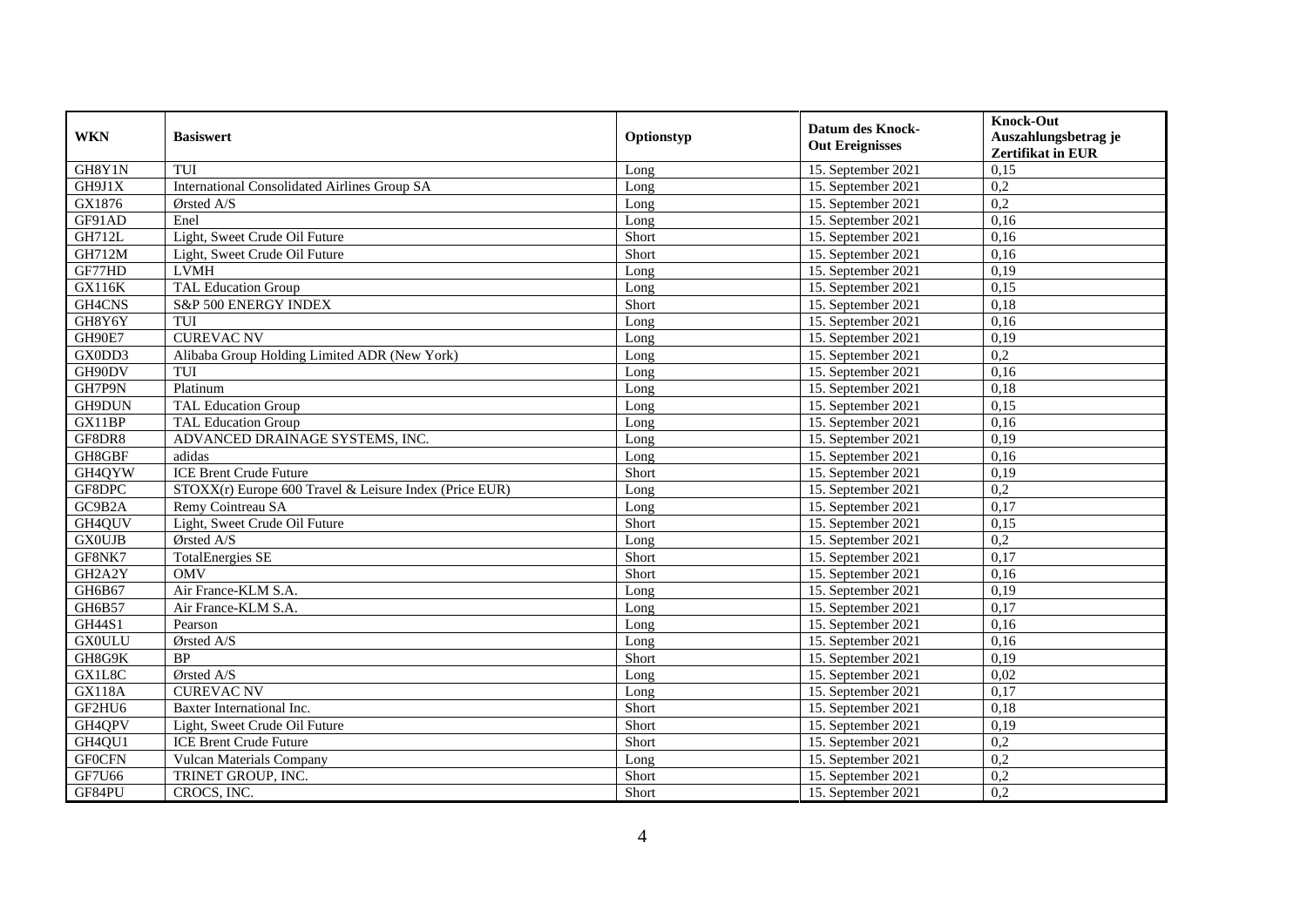| WKN | Basiswert | Optionstyp | Datum des Knock-Out Ereignisses | Knock-Out Auszahlungsbetrag je Zertifikat in EUR |
|---|---|---|---|---|
| GH8Y1N | TUI | Long | 15. September 2021 | 0,15 |
| GH9J1X | International Consolidated Airlines Group SA | Long | 15. September 2021 | 0,2 |
| GX1876 | Ørsted A/S | Long | 15. September 2021 | 0,2 |
| GF91AD | Enel | Long | 15. September 2021 | 0,16 |
| GH712L | Light, Sweet Crude Oil Future | Short | 15. September 2021 | 0,16 |
| GH712M | Light, Sweet Crude Oil Future | Short | 15. September 2021 | 0,16 |
| GF77HD | LVMH | Long | 15. September 2021 | 0,19 |
| GX116K | TAL Education Group | Long | 15. September 2021 | 0,15 |
| GH4CNS | S&P 500 ENERGY INDEX | Short | 15. September 2021 | 0,18 |
| GH8Y6Y | TUI | Long | 15. September 2021 | 0,16 |
| GH90E7 | CUREVAC NV | Long | 15. September 2021 | 0,19 |
| GX0DD3 | Alibaba Group Holding Limited ADR (New York) | Long | 15. September 2021 | 0,2 |
| GH90DV | TUI | Long | 15. September 2021 | 0,16 |
| GH7P9N | Platinum | Long | 15. September 2021 | 0,18 |
| GH9DUN | TAL Education Group | Long | 15. September 2021 | 0,15 |
| GX11BP | TAL Education Group | Long | 15. September 2021 | 0,16 |
| GF8DR8 | ADVANCED DRAINAGE SYSTEMS, INC. | Long | 15. September 2021 | 0,19 |
| GH8GBF | adidas | Long | 15. September 2021 | 0,16 |
| GH4QYW | ICE Brent Crude Future | Short | 15. September 2021 | 0,19 |
| GF8DPC | STOXX(r) Europe 600 Travel & Leisure Index (Price EUR) | Long | 15. September 2021 | 0,2 |
| GC9B2A | Remy Cointreau SA | Long | 15. September 2021 | 0,17 |
| GH4QUV | Light, Sweet Crude Oil Future | Short | 15. September 2021 | 0,15 |
| GX0UJB | Ørsted A/S | Long | 15. September 2021 | 0,2 |
| GF8NK7 | TotalEnergies SE | Short | 15. September 2021 | 0,17 |
| GH2A2Y | OMV | Short | 15. September 2021 | 0,16 |
| GH6B67 | Air France-KLM S.A. | Long | 15. September 2021 | 0,19 |
| GH6B57 | Air France-KLM S.A. | Long | 15. September 2021 | 0,17 |
| GH44S1 | Pearson | Long | 15. September 2021 | 0,16 |
| GX0ULU | Ørsted A/S | Long | 15. September 2021 | 0,16 |
| GH8G9K | BP | Short | 15. September 2021 | 0,19 |
| GX1L8C | Ørsted A/S | Long | 15. September 2021 | 0,02 |
| GX118A | CUREVAC NV | Long | 15. September 2021 | 0,17 |
| GF2HU6 | Baxter International Inc. | Short | 15. September 2021 | 0,18 |
| GH4QPV | Light, Sweet Crude Oil Future | Short | 15. September 2021 | 0,19 |
| GH4QU1 | ICE Brent Crude Future | Short | 15. September 2021 | 0,2 |
| GF0CFN | Vulcan Materials Company | Long | 15. September 2021 | 0,2 |
| GF7U66 | TRINET GROUP, INC. | Short | 15. September 2021 | 0,2 |
| GF84PU | CROCS, INC. | Short | 15. September 2021 | 0,2 |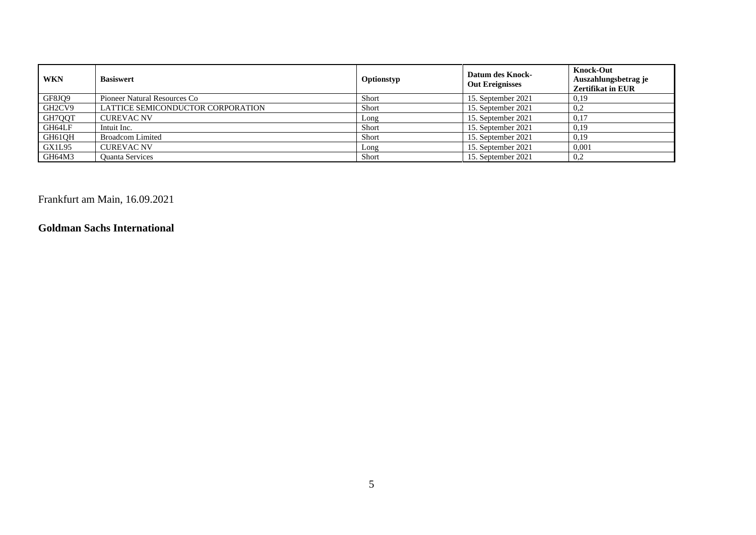| **WKN** | **Basiswert** | **Optionstyp** | **Datum des Knock-Out Ereignisses** | **Knock-Out Auszahlungsbetrag je Zertifikat in EUR** |
|---|---|---|---|---|
| GF8JQ9 | Pioneer Natural Resources Co | Short | 15. September 2021 | 0,19 |
| GH2CV9 | LATTICE SEMICONDUCTOR CORPORATION | Short | 15. September 2021 | 0,2 |
| GH7QQT | CUREVAC NV | Long | 15. September 2021 | 0,17 |
| GH64LF | Intuit Inc. | Short | 15. September 2021 | 0,19 |
| GH61QH | Broadcom Limited | Short | 15. September 2021 | 0,19 |
| GX1L95 | CUREVAC NV | Long | 15. September 2021 | 0,001 |
| GH64M3 | Quanta Services | Short | 15. September 2021 | 0,2 |

Frankfurt am Main, 16.09.2021

**Goldman Sachs International**